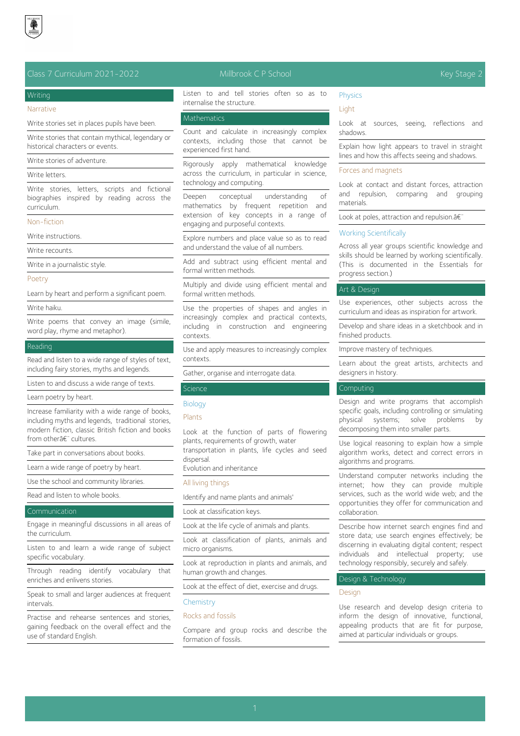# Class 7 Curriculum 2021-2022

Millbrook C P School

Key Stage 2

## Writing

### Narrative

Write stories set in places pupils have been.

Write stories that contain mythical, legendary or historical characters or events.

Write stories of adventure.

Write letters.

Write stories, letters, scripts and fictional biographies inspired by reading across the curriculum.

### Non-fiction

Write instructions.

Write recounts.

Write in a journalistic style.

### Poetry

Learn by heart and perform a significant poem.

Write haiku.

Write poems that convey an image (simile, word play, rhyme and metaphor).

## Reading

Read and listen to a wide range of styles of text, including fairy stories, myths and legends.

Listen to and discuss a wide range of texts.

Learn poetry by heart.

Increase familiarity with a wide range of books, including myths and legends, traditional stories, modern fiction, classic British fiction and books from otherâ€¨ cultures.

Take part in conversations about books.

Learn a wide range of poetry by heart.

Use the school and community libraries.

Read and listen to whole books.

## Communication

Engage in meaningful discussions in all areas of the curriculum.

Listen to and learn a wide range of subject specific vocabulary.

Through reading identify vocabulary that enriches and enlivens stories.

Speak to small and larger audiences at frequent intervals.

Practise and rehearse sentences and stories, gaining feedback on the overall effect and the use of standard English.

Listen to and tell stories often so as to internalise the structure.

## Mathematics

Count and calculate in increasingly complex contexts, including those that cannot be experienced first hand.

Rigorously apply mathematical knowledge across the curriculum, in particular in science, technology and computing.

Deepen conceptual understanding of mathematics by frequent repetition and extension of key concepts in a range of engaging and purposeful contexts.

Explore numbers and place value so as to read and understand the value of all numbers.

Add and subtract using efficient mental and formal written methods.

Multiply and divide using efficient mental and formal written methods.

Use the properties of shapes and angles in increasingly complex and practical contexts, including in construction and engineering contexts.

Use and apply measures to increasingly complex contexts.

Gather, organise and interrogate data.

## Science

### Biology

#### Plants

Look at the function of parts of flowering plants, requirements of growth, water transportation in plants, life cycles and seed dispersal.
Evolution and inheritance

#### All living things

Identify and name plants and animals'

Look at classification keys.

Look at the life cycle of animals and plants.

Look at classification of plants, animals and micro organisms.

Look at reproduction in plants and animals, and human growth and changes.

Look at the effect of diet, exercise and drugs.

### Chemistry

#### Rocks and fossils

Compare and group rocks and describe the formation of fossils.

### Physics

#### Light

Look at sources, seeing, reflections and shadows.

Explain how light appears to travel in straight lines and how this affects seeing and shadows.

#### Forces and magnets

Look at contact and distant forces, attraction and repulsion, comparing and grouping materials.

Look at poles, attraction and repulsion.â€¨

### Working Scientifically

Across all year groups scientific knowledge and skills should be learned by working scientifically. (This is documented in the Essentials for progress section.)

## Art & Design

Use experiences, other subjects across the curriculum and ideas as inspiration for artwork.

Develop and share ideas in a sketchbook and in finished products.

Improve mastery of techniques.

Learn about the great artists, architects and designers in history.

## Computing

Design and write programs that accomplish specific goals, including controlling or simulating physical systems; solve problems by decomposing them into smaller parts.

Use logical reasoning to explain how a simple algorithm works, detect and correct errors in algorithms and programs.

Understand computer networks including the internet; how they can provide multiple services, such as the world wide web; and the opportunities they offer for communication and collaboration.

Describe how internet search engines find and store data; use search engines effectively; be discerning in evaluating digital content; respect individuals and intellectual property; use technology responsibly, securely and safely.

## Design & Technology

### Design

Use research and develop design criteria to inform the design of innovative, functional, appealing products that are fit for purpose, aimed at particular individuals or groups.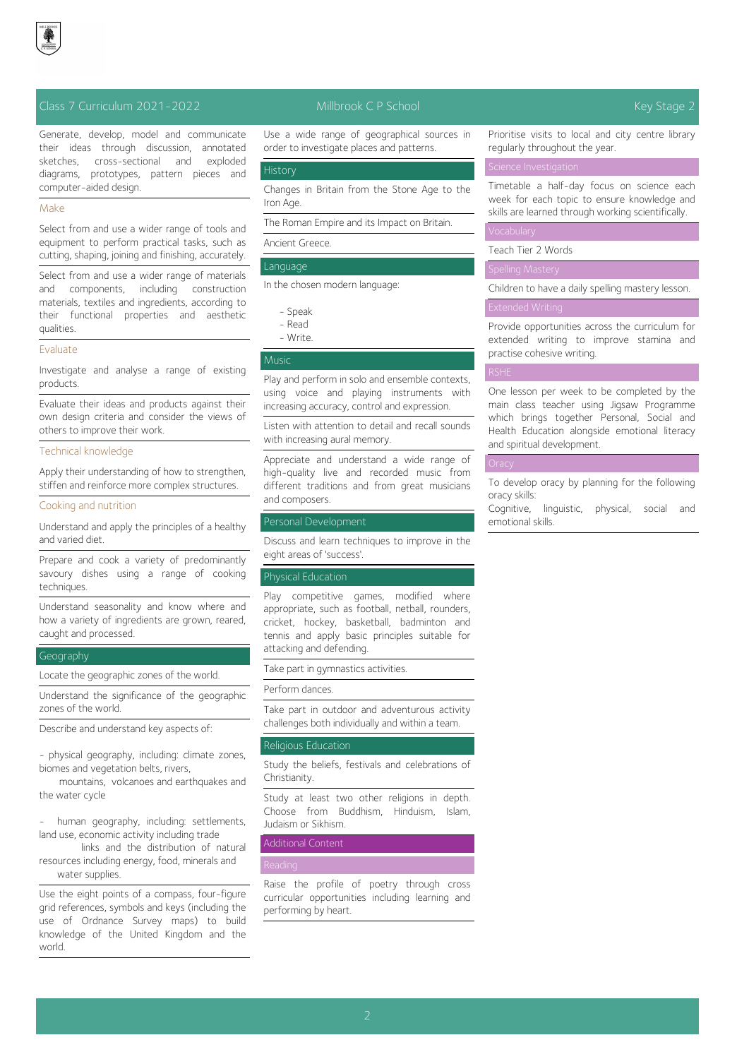## Class 7 Curriculum 2021-2022 — Millbrook C P School — Key Stage 2

Generate, develop, model and communicate their ideas through discussion, annotated sketches, cross-sectional and exploded diagrams, prototypes, pattern pieces and computer-aided design.

### Make

Select from and use a wider range of tools and equipment to perform practical tasks, such as cutting, shaping, joining and finishing, accurately.

Select from and use a wider range of materials and components, including construction materials, textiles and ingredients, according to their functional properties and aesthetic qualities.

### Evaluate

Investigate and analyse a range of existing products.

Evaluate their ideas and products against their own design criteria and consider the views of others to improve their work.

### Technical knowledge

Apply their understanding of how to strengthen, stiffen and reinforce more complex structures.

### Cooking and nutrition

Understand and apply the principles of a healthy and varied diet.

Prepare and cook a variety of predominantly savoury dishes using a range of cooking techniques.

Understand seasonality and know where and how a variety of ingredients are grown, reared, caught and processed.

### Geography

Locate the geographic zones of the world.

Understand the significance of the geographic zones of the world.

Describe and understand key aspects of:

- physical geography, including: climate zones, biomes and vegetation belts, rivers, mountains, volcanoes and earthquakes and the water cycle

- human geography, including: settlements, land use, economic activity including trade links and the distribution of natural resources including energy, food, minerals and water supplies.

Use the eight points of a compass, four-figure grid references, symbols and keys (including the use of Ordnance Survey maps) to build knowledge of the United Kingdom and the world.

Use a wide range of geographical sources in order to investigate places and patterns.

### History

Changes in Britain from the Stone Age to the Iron Age.

The Roman Empire and its Impact on Britain.

Ancient Greece.

### Language

In the chosen modern language:

- Speak
- Read
- Write.

### Music

Play and perform in solo and ensemble contexts, using voice and playing instruments with increasing accuracy, control and expression.

Listen with attention to detail and recall sounds with increasing aural memory.

Appreciate and understand a wide range of high-quality live and recorded music from different traditions and from great musicians and composers.

### Personal Development

Discuss and learn techniques to improve in the eight areas of 'success'.

### Physical Education

Play competitive games, modified where appropriate, such as football, netball, rounders, cricket, hockey, basketball, badminton and tennis and apply basic principles suitable for attacking and defending.

Take part in gymnastics activities.

Perform dances.

Take part in outdoor and adventurous activity challenges both individually and within a team.

### Religious Education

Study the beliefs, festivals and celebrations of Christianity.

Study at least two other religions in depth. Choose from Buddhism, Hinduism, Islam, Judaism or Sikhism.

## Additional Content

### Reading

Raise the profile of poetry through cross curricular opportunities including learning and performing by heart.

Prioritise visits to local and city centre library regularly throughout the year.

### Science Investigation

Timetable a half-day focus on science each week for each topic to ensure knowledge and skills are learned through working scientifically.

### Vocabulary

Teach Tier 2 Words

### Spelling Mastery

Children to have a daily spelling mastery lesson.

### Extended Writing

Provide opportunities across the curriculum for extended writing to improve stamina and practise cohesive writing.

### RSHE

One lesson per week to be completed by the main class teacher using Jigsaw Programme which brings together Personal, Social and Health Education alongside emotional literacy and spiritual development.

### Oracy

To develop oracy by planning for the following oracy skills:
Cognitive, linguistic, physical, social and emotional skills.